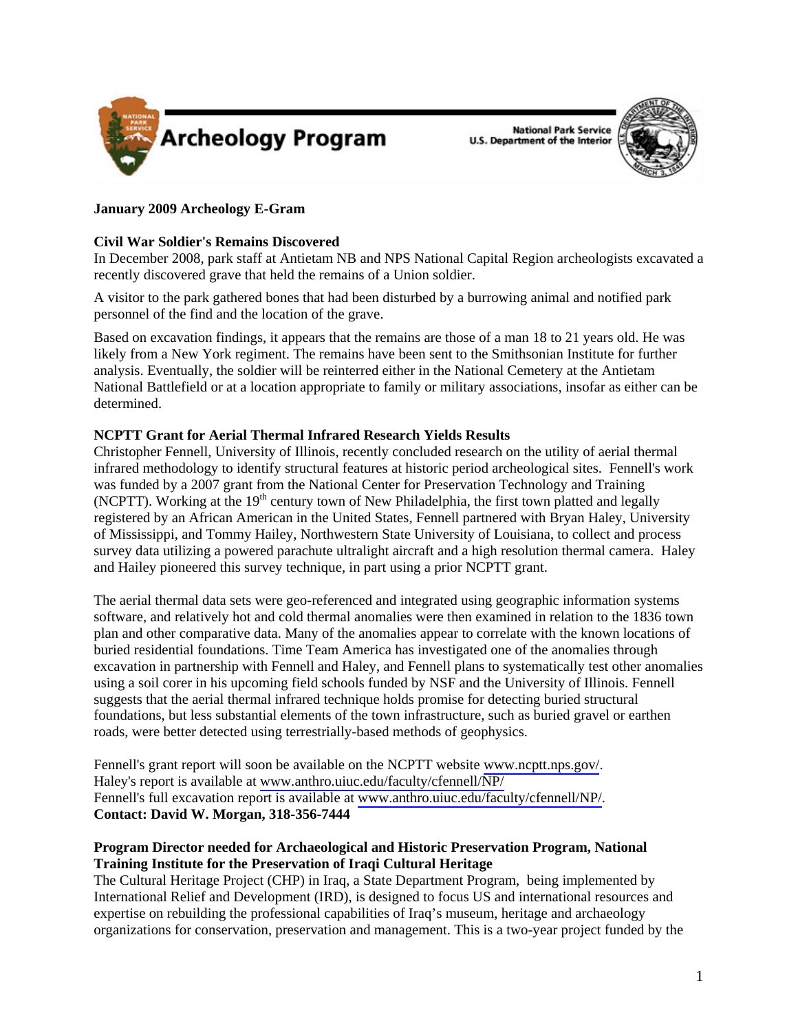# Archeology Program

National Park Service
U.S. Department of the Interior

**January 2009 Archeology E-Gram**

**Civil War Soldier's Remains Discovered**

In December 2008, park staff at Antietam NB and NPS National Capital Region archeologists excavated a recently discovered grave that held the remains of a Union soldier.

A visitor to the park gathered bones that had been disturbed by a burrowing animal and notified park personnel of the find and the location of the grave.

Based on excavation findings, it appears that the remains are those of a man 18 to 21 years old. He was likely from a New York regiment. The remains have been sent to the Smithsonian Institute for further analysis. Eventually, the soldier will be reinterred either in the National Cemetery at the Antietam National Battlefield or at a location appropriate to family or military associations, insofar as either can be determined.

**NCPTT Grant for Aerial Thermal Infrared Research Yields Results**

Christopher Fennell, University of Illinois, recently concluded research on the utility of aerial thermal infrared methodology to identify structural features at historic period archeological sites. Fennell's work was funded by a 2007 grant from the National Center for Preservation Technology and Training (NCPTT). Working at the 19th century town of New Philadelphia, the first town platted and legally registered by an African American in the United States, Fennell partnered with Bryan Haley, University of Mississippi, and Tommy Hailey, Northwestern State University of Louisiana, to collect and process survey data utilizing a powered parachute ultralight aircraft and a high resolution thermal camera. Haley and Hailey pioneered this survey technique, in part using a prior NCPTT grant.

The aerial thermal data sets were geo-referenced and integrated using geographic information systems software, and relatively hot and cold thermal anomalies were then examined in relation to the 1836 town plan and other comparative data. Many of the anomalies appear to correlate with the known locations of buried residential foundations. Time Team America has investigated one of the anomalies through excavation in partnership with Fennell and Haley, and Fennell plans to systematically test other anomalies using a soil corer in his upcoming field schools funded by NSF and the University of Illinois. Fennell suggests that the aerial thermal infrared technique holds promise for detecting buried structural foundations, but less substantial elements of the town infrastructure, such as buried gravel or earthen roads, were better detected using terrestrially-based methods of geophysics.

Fennell's grant report will soon be available on the NCPTT website www.ncptt.nps.gov/.
Haley's report is available at www.anthro.uiuc.edu/faculty/cfennell/NP/
Fennell's full excavation report is available at www.anthro.uiuc.edu/faculty/cfennell/NP/.
**Contact: David W. Morgan, 318-356-7444**

**Program Director needed for Archaeological and Historic Preservation Program, National Training Institute for the Preservation of Iraqi Cultural Heritage**

The Cultural Heritage Project (CHP) in Iraq, a State Department Program, being implemented by International Relief and Development (IRD), is designed to focus US and international resources and expertise on rebuilding the professional capabilities of Iraq's museum, heritage and archaeology organizations for conservation, preservation and management. This is a two-year project funded by the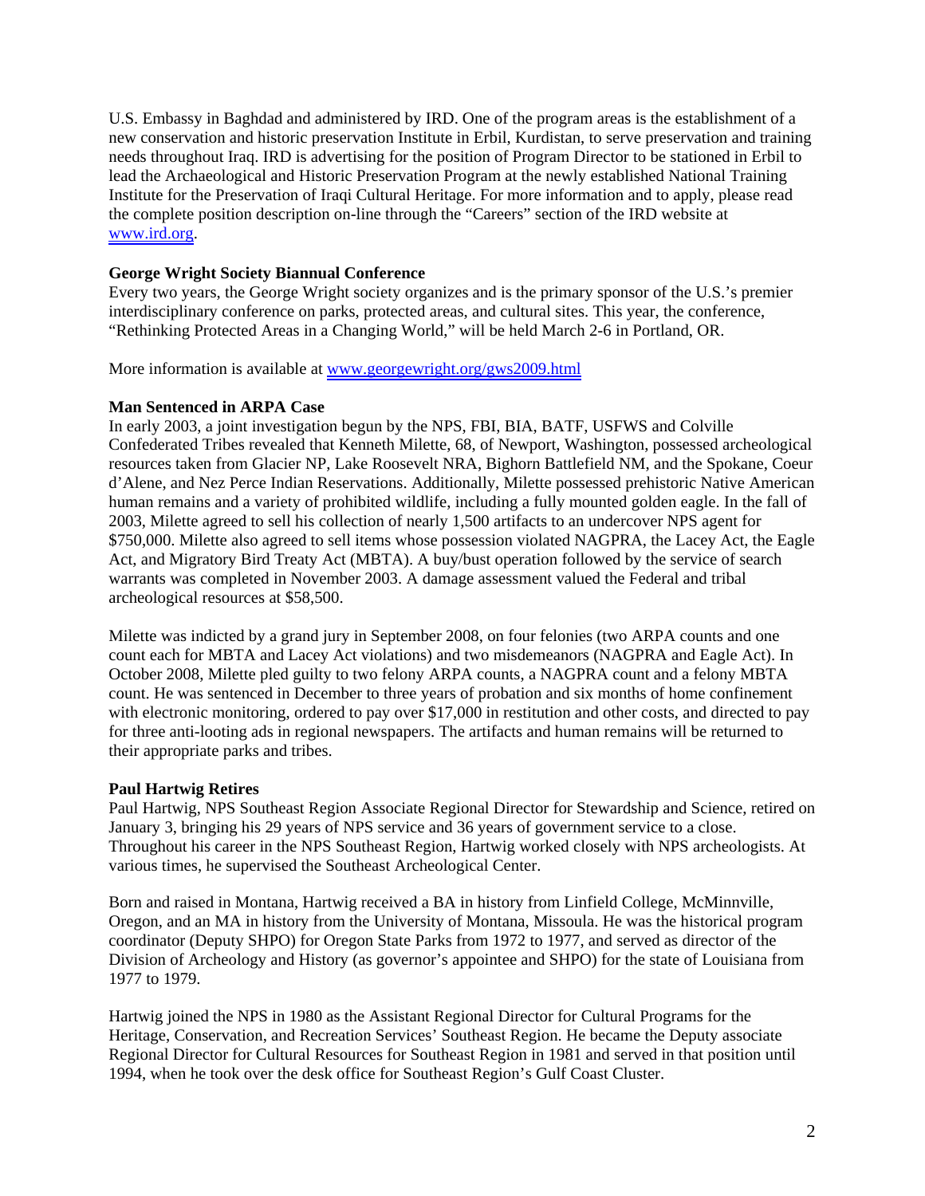U.S. Embassy in Baghdad and administered by IRD. One of the program areas is the establishment of a new conservation and historic preservation Institute in Erbil, Kurdistan, to serve preservation and training needs throughout Iraq. IRD is advertising for the position of Program Director to be stationed in Erbil to lead the Archaeological and Historic Preservation Program at the newly established National Training Institute for the Preservation of Iraqi Cultural Heritage. For more information and to apply, please read the complete position description on-line through the "Careers" section of the IRD website at www.ird.org.

**George Wright Society Biannual Conference**

Every two years, the George Wright society organizes and is the primary sponsor of the U.S.'s premier interdisciplinary conference on parks, protected areas, and cultural sites. This year, the conference, "Rethinking Protected Areas in a Changing World," will be held March 2-6 in Portland, OR.

More information is available at www.georgewright.org/gws2009.html

**Man Sentenced in ARPA Case**

In early 2003, a joint investigation begun by the NPS, FBI, BIA, BATF, USFWS and Colville Confederated Tribes revealed that Kenneth Milette, 68, of Newport, Washington, possessed archeological resources taken from Glacier NP, Lake Roosevelt NRA, Bighorn Battlefield NM, and the Spokane, Coeur d'Alene, and Nez Perce Indian Reservations. Additionally, Milette possessed prehistoric Native American human remains and a variety of prohibited wildlife, including a fully mounted golden eagle. In the fall of 2003, Milette agreed to sell his collection of nearly 1,500 artifacts to an undercover NPS agent for $750,000. Milette also agreed to sell items whose possession violated NAGPRA, the Lacey Act, the Eagle Act, and Migratory Bird Treaty Act (MBTA). A buy/bust operation followed by the service of search warrants was completed in November 2003. A damage assessment valued the Federal and tribal archeological resources at $58,500.

Milette was indicted by a grand jury in September 2008, on four felonies (two ARPA counts and one count each for MBTA and Lacey Act violations) and two misdemeanors (NAGPRA and Eagle Act). In October 2008, Milette pled guilty to two felony ARPA counts, a NAGPRA count and a felony MBTA count. He was sentenced in December to three years of probation and six months of home confinement with electronic monitoring, ordered to pay over $17,000 in restitution and other costs, and directed to pay for three anti-looting ads in regional newspapers. The artifacts and human remains will be returned to their appropriate parks and tribes.

**Paul Hartwig Retires**

Paul Hartwig, NPS Southeast Region Associate Regional Director for Stewardship and Science, retired on January 3, bringing his 29 years of NPS service and 36 years of government service to a close. Throughout his career in the NPS Southeast Region, Hartwig worked closely with NPS archeologists. At various times, he supervised the Southeast Archeological Center.

Born and raised in Montana, Hartwig received a BA in history from Linfield College, McMinnville, Oregon, and an MA in history from the University of Montana, Missoula. He was the historical program coordinator (Deputy SHPO) for Oregon State Parks from 1972 to 1977, and served as director of the Division of Archeology and History (as governor's appointee and SHPO) for the state of Louisiana from 1977 to 1979.

Hartwig joined the NPS in 1980 as the Assistant Regional Director for Cultural Programs for the Heritage, Conservation, and Recreation Services' Southeast Region. He became the Deputy associate Regional Director for Cultural Resources for Southeast Region in 1981 and served in that position until 1994, when he took over the desk office for Southeast Region's Gulf Coast Cluster.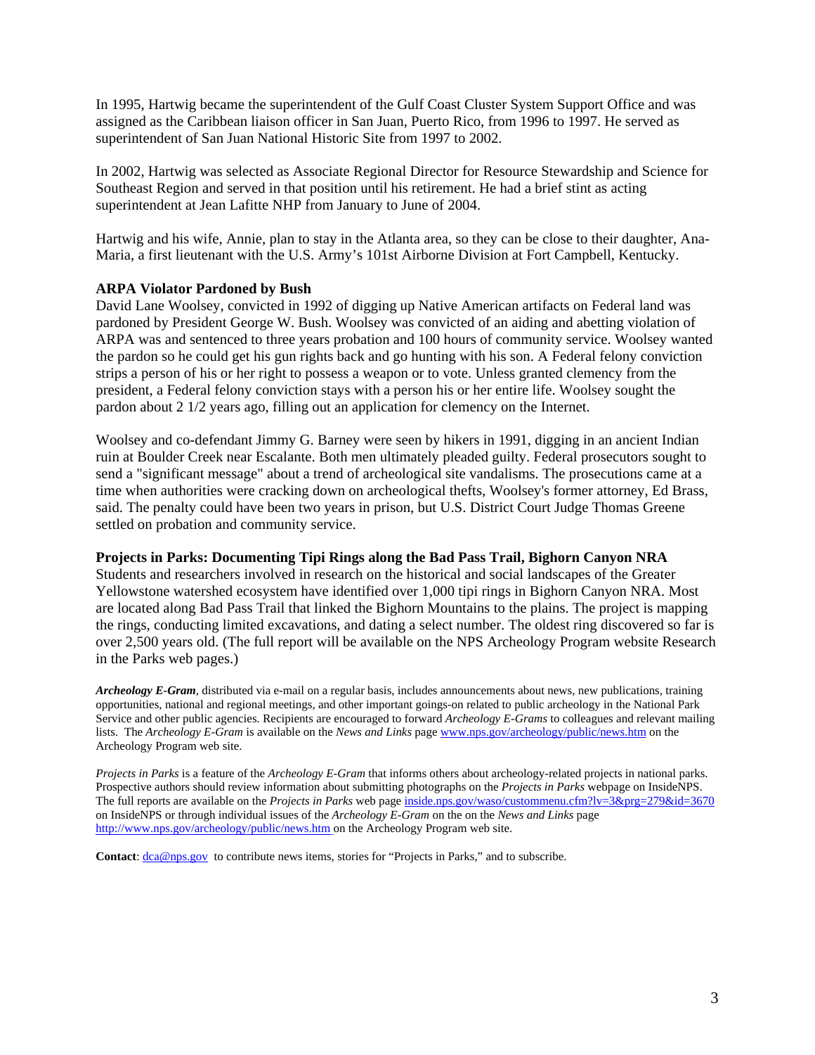In 1995, Hartwig became the superintendent of the Gulf Coast Cluster System Support Office and was assigned as the Caribbean liaison officer in San Juan, Puerto Rico, from 1996 to 1997. He served as superintendent of San Juan National Historic Site from 1997 to 2002.

In 2002, Hartwig was selected as Associate Regional Director for Resource Stewardship and Science for Southeast Region and served in that position until his retirement. He had a brief stint as acting superintendent at Jean Lafitte NHP from January to June of 2004.

Hartwig and his wife, Annie, plan to stay in the Atlanta area, so they can be close to their daughter, Ana-Maria, a first lieutenant with the U.S. Army's 101st Airborne Division at Fort Campbell, Kentucky.

**ARPA Violator Pardoned by Bush**

David Lane Woolsey, convicted in 1992 of digging up Native American artifacts on Federal land was pardoned by President George W. Bush. Woolsey was convicted of an aiding and abetting violation of ARPA was and sentenced to three years probation and 100 hours of community service. Woolsey wanted the pardon so he could get his gun rights back and go hunting with his son. A Federal felony conviction strips a person of his or her right to possess a weapon or to vote. Unless granted clemency from the president, a Federal felony conviction stays with a person his or her entire life. Woolsey sought the pardon about 2 1/2 years ago, filling out an application for clemency on the Internet.

Woolsey and co-defendant Jimmy G. Barney were seen by hikers in 1991, digging in an ancient Indian ruin at Boulder Creek near Escalante. Both men ultimately pleaded guilty. Federal prosecutors sought to send a "significant message" about a trend of archeological site vandalisms. The prosecutions came at a time when authorities were cracking down on archeological thefts, Woolsey's former attorney, Ed Brass, said. The penalty could have been two years in prison, but U.S. District Court Judge Thomas Greene settled on probation and community service.

**Projects in Parks: Documenting Tipi Rings along the Bad Pass Trail, Bighorn Canyon NRA**

Students and researchers involved in research on the historical and social landscapes of the Greater Yellowstone watershed ecosystem have identified over 1,000 tipi rings in Bighorn Canyon NRA. Most are located along Bad Pass Trail that linked the Bighorn Mountains to the plains. The project is mapping the rings, conducting limited excavations, and dating a select number. The oldest ring discovered so far is over 2,500 years old. (The full report will be available on the NPS Archeology Program website Research in the Parks web pages.)

***Archeology E-Gram***, distributed via e-mail on a regular basis, includes announcements about news, new publications, training opportunities, national and regional meetings, and other important goings-on related to public archeology in the National Park Service and other public agencies. Recipients are encouraged to forward *Archeology E-Grams* to colleagues and relevant mailing lists. The *Archeology E-Gram* is available on the *News and Links* page www.nps.gov/archeology/public/news.htm on the Archeology Program web site.

*Projects in Parks* is a feature of the *Archeology E-Gram* that informs others about archeology-related projects in national parks. Prospective authors should review information about submitting photographs on the *Projects in Parks* webpage on InsideNPS. The full reports are available on the *Projects in Parks* web page inside.nps.gov/waso/custommenu.cfm?lv=3&prg=279&id=3670 on InsideNPS or through individual issues of the *Archeology E-Gram* on the on the *News and Links* page http://www.nps.gov/archeology/public/news.htm on the Archeology Program web site.

**Contact**: dca@nps.gov to contribute news items, stories for "Projects in Parks," and to subscribe.